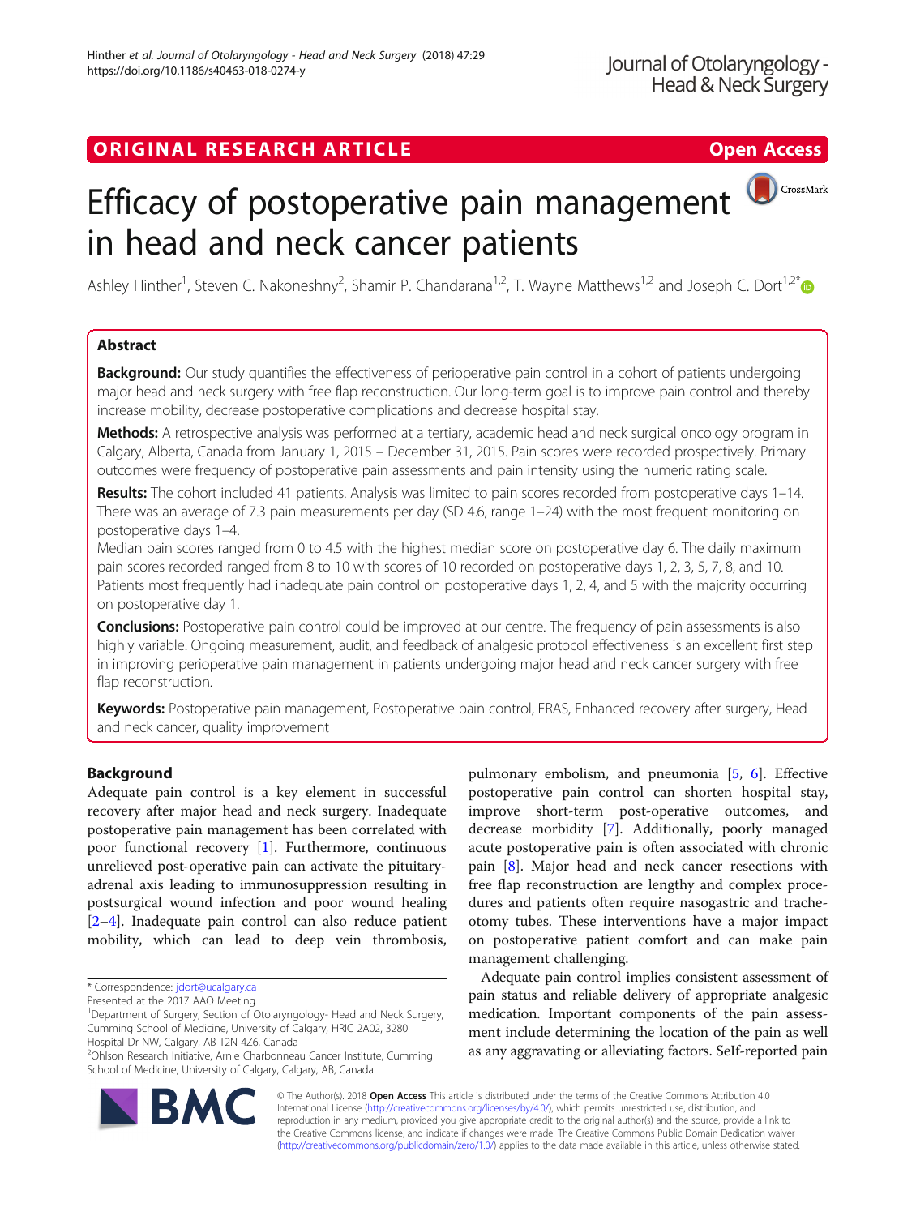ORIGINAL RESEARCH ARTICLE

Open Access

# Efficacy of postoperative pain management in head and neck cancer patients

Ashley Hinther[1], Steven C. Nakoneshny[2], Shamir P. Chandarana[1,2], T. Wayne Matthews[1,2] and Joseph C. Dort[1,2*]

## Abstract

**Background:** Our study quantifies the effectiveness of perioperative pain control in a cohort of patients undergoing major head and neck surgery with free flap reconstruction. Our long-term goal is to improve pain control and thereby increase mobility, decrease postoperative complications and decrease hospital stay.

**Methods:** A retrospective analysis was performed at a tertiary, academic head and neck surgical oncology program in Calgary, Alberta, Canada from January 1, 2015 – December 31, 2015. Pain scores were recorded prospectively. Primary outcomes were frequency of postoperative pain assessments and pain intensity using the numeric rating scale.

**Results:** The cohort included 41 patients. Analysis was limited to pain scores recorded from postoperative days 1–14. There was an average of 7.3 pain measurements per day (SD 4.6, range 1–24) with the most frequent monitoring on postoperative days 1–4.

Median pain scores ranged from 0 to 4.5 with the highest median score on postoperative day 6. The daily maximum pain scores recorded ranged from 8 to 10 with scores of 10 recorded on postoperative days 1, 2, 3, 5, 7, 8, and 10. Patients most frequently had inadequate pain control on postoperative days 1, 2, 4, and 5 with the majority occurring on postoperative day 1.

**Conclusions:** Postoperative pain control could be improved at our centre. The frequency of pain assessments is also highly variable. Ongoing measurement, audit, and feedback of analgesic protocol effectiveness is an excellent first step in improving perioperative pain management in patients undergoing major head and neck cancer surgery with free flap reconstruction.

**Keywords:** Postoperative pain management, Postoperative pain control, ERAS, Enhanced recovery after surgery, Head and neck cancer, quality improvement

## Background

Adequate pain control is a key element in successful recovery after major head and neck surgery. Inadequate postoperative pain management has been correlated with poor functional recovery [1]. Furthermore, continuous unrelieved post-operative pain can activate the pituitary-adrenal axis leading to immunosuppression resulting in postsurgical wound infection and poor wound healing [2–4]. Inadequate pain control can also reduce patient mobility, which can lead to deep vein thrombosis, pulmonary embolism, and pneumonia [5, 6]. Effective postoperative pain control can shorten hospital stay, improve short-term post-operative outcomes, and decrease morbidity [7]. Additionally, poorly managed acute postoperative pain is often associated with chronic pain [8]. Major head and neck cancer resections with free flap reconstruction are lengthy and complex procedures and patients often require nasogastric and tracheotomy tubes. These interventions have a major impact on postoperative patient comfort and can make pain management challenging.

Adequate pain control implies consistent assessment of pain status and reliable delivery of appropriate analgesic medication. Important components of the pain assessment include determining the location of the pain as well as any aggravating or alleviating factors. Self-reported pain

\* Correspondence: jdort@ucalgary.ca

Presented at the 2017 AAO Meeting

[1]Department of Surgery, Section of Otolaryngology- Head and Neck Surgery, Cumming School of Medicine, University of Calgary, HRIC 2A02, 3280 Hospital Dr NW, Calgary, AB T2N 4Z6, Canada

[2]Ohlson Research Initiative, Arnie Charbonneau Cancer Institute, Cumming School of Medicine, University of Calgary, Calgary, AB, Canada

© The Author(s). 2018 **Open Access** This article is distributed under the terms of the Creative Commons Attribution 4.0 International License (http://creativecommons.org/licenses/by/4.0/), which permits unrestricted use, distribution, and reproduction in any medium, provided you give appropriate credit to the original author(s) and the source, provide a link to the Creative Commons license, and indicate if changes were made. The Creative Commons Public Domain Dedication waiver (http://creativecommons.org/publicdomain/zero/1.0/) applies to the data made available in this article, unless otherwise stated.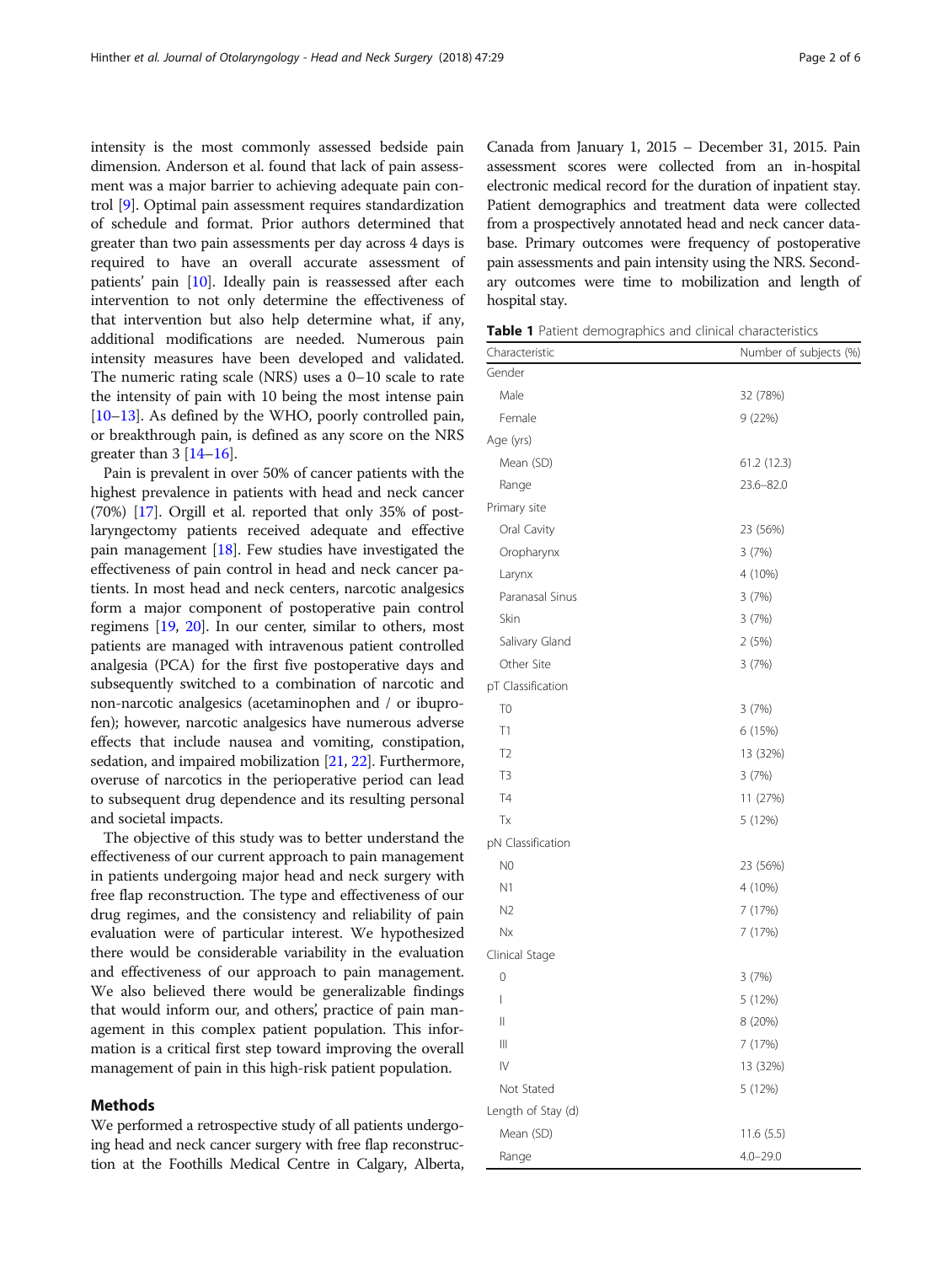intensity is the most commonly assessed bedside pain dimension. Anderson et al. found that lack of pain assessment was a major barrier to achieving adequate pain control [9]. Optimal pain assessment requires standardization of schedule and format. Prior authors determined that greater than two pain assessments per day across 4 days is required to have an overall accurate assessment of patients' pain [10]. Ideally pain is reassessed after each intervention to not only determine the effectiveness of that intervention but also help determine what, if any, additional modifications are needed. Numerous pain intensity measures have been developed and validated. The numeric rating scale (NRS) uses a 0–10 scale to rate the intensity of pain with 10 being the most intense pain [10–13]. As defined by the WHO, poorly controlled pain, or breakthrough pain, is defined as any score on the NRS greater than 3 [14–16].

Pain is prevalent in over 50% of cancer patients with the highest prevalence in patients with head and neck cancer (70%) [17]. Orgill et al. reported that only 35% of post-laryngectomy patients received adequate and effective pain management [18]. Few studies have investigated the effectiveness of pain control in head and neck cancer patients. In most head and neck centers, narcotic analgesics form a major component of postoperative pain control regimens [19, 20]. In our center, similar to others, most patients are managed with intravenous patient controlled analgesia (PCA) for the first five postoperative days and subsequently switched to a combination of narcotic and non-narcotic analgesics (acetaminophen and / or ibuprofen); however, narcotic analgesics have numerous adverse effects that include nausea and vomiting, constipation, sedation, and impaired mobilization [21, 22]. Furthermore, overuse of narcotics in the perioperative period can lead to subsequent drug dependence and its resulting personal and societal impacts.

The objective of this study was to better understand the effectiveness of our current approach to pain management in patients undergoing major head and neck surgery with free flap reconstruction. The type and effectiveness of our drug regimes, and the consistency and reliability of pain evaluation were of particular interest. We hypothesized there would be considerable variability in the evaluation and effectiveness of our approach to pain management. We also believed there would be generalizable findings that would inform our, and others', practice of pain management in this complex patient population. This information is a critical first step toward improving the overall management of pain in this high-risk patient population.

## Methods

We performed a retrospective study of all patients undergoing head and neck cancer surgery with free flap reconstruction at the Foothills Medical Centre in Calgary, Alberta, Canada from January 1, 2015 – December 31, 2015. Pain assessment scores were collected from an in-hospital electronic medical record for the duration of inpatient stay. Patient demographics and treatment data were collected from a prospectively annotated head and neck cancer database. Primary outcomes were frequency of postoperative pain assessments and pain intensity using the NRS. Secondary outcomes were time to mobilization and length of hospital stay.

**Table 1** Patient demographics and clinical characteristics

| Characteristic | Number of subjects (%) |
|---|---|
| Gender | |
| Male | 32 (78%) |
| Female | 9 (22%) |
| Age (yrs) | |
| Mean (SD) | 61.2 (12.3) |
| Range | 23.6–82.0 |
| Primary site | |
| Oral Cavity | 23 (56%) |
| Oropharynx | 3 (7%) |
| Larynx | 4 (10%) |
| Paranasal Sinus | 3 (7%) |
| Skin | 3 (7%) |
| Salivary Gland | 2 (5%) |
| Other Site | 3 (7%) |
| pT Classification | |
| T0 | 3 (7%) |
| T1 | 6 (15%) |
| T2 | 13 (32%) |
| T3 | 3 (7%) |
| T4 | 11 (27%) |
| Tx | 5 (12%) |
| pN Classification | |
| N0 | 23 (56%) |
| N1 | 4 (10%) |
| N2 | 7 (17%) |
| Nx | 7 (17%) |
| Clinical Stage | |
| 0 | 3 (7%) |
| I | 5 (12%) |
| II | 8 (20%) |
| III | 7 (17%) |
| IV | 13 (32%) |
| Not Stated | 5 (12%) |
| Length of Stay (d) | |
| Mean (SD) | 11.6 (5.5) |
| Range | 4.0–29.0 |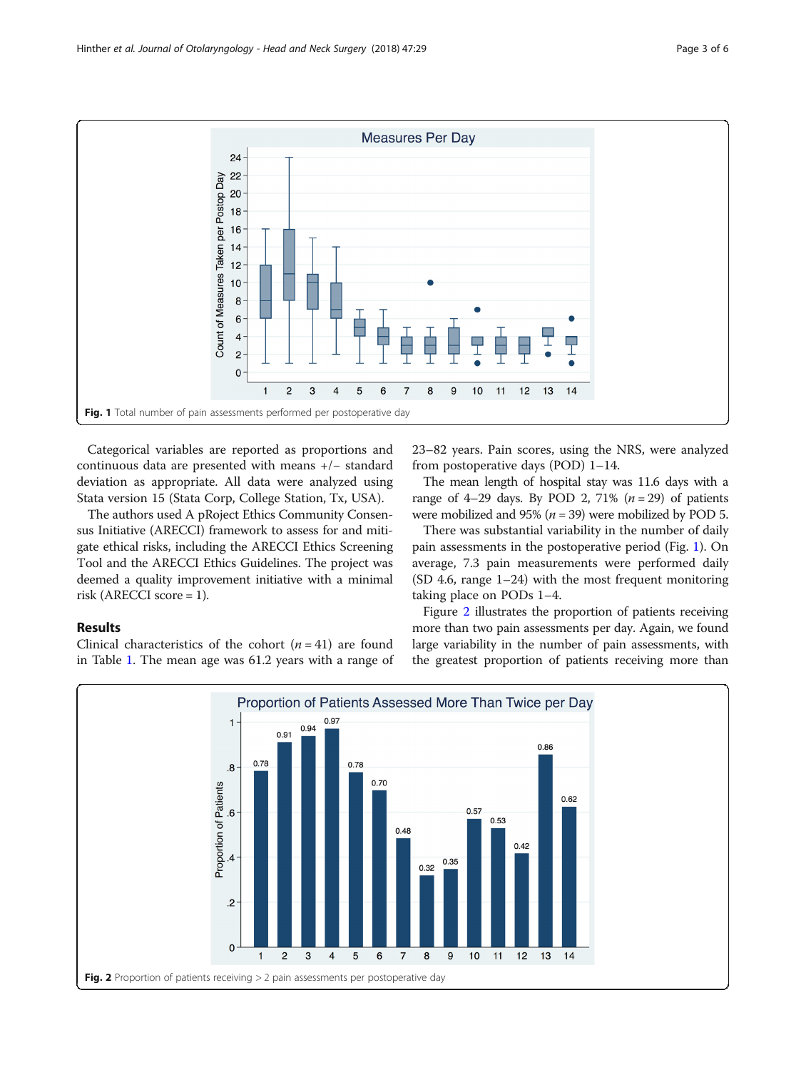Fig. 1 Total number of pain assessments performed per postoperative day

Categorical variables are reported as proportions and continuous data are presented with means +/− standard deviation as appropriate. All data were analyzed using Stata version 15 (Stata Corp, College Station, Tx, USA).

The authors used A pRoject Ethics Community Consensus Initiative (ARECCI) framework to assess for and mitigate ethical risks, including the ARECCI Ethics Screening Tool and the ARECCI Ethics Guidelines. The project was deemed a quality improvement initiative with a minimal risk (ARECCI score = 1).

## Results

Clinical characteristics of the cohort ($n = 41$) are found in Table 1. The mean age was 61.2 years with a range of 23–82 years. Pain scores, using the NRS, were analyzed from postoperative days (POD) 1–14.

The mean length of hospital stay was 11.6 days with a range of 4–29 days. By POD 2, 71% ($n = 29$) of patients were mobilized and 95% ($n = 39$) were mobilized by POD 5.

There was substantial variability in the number of daily pain assessments in the postoperative period (Fig. 1). On average, 7.3 pain measurements were performed daily (SD 4.6, range 1–24) with the most frequent monitoring taking place on PODs 1–4.

Figure 2 illustrates the proportion of patients receiving more than two pain assessments per day. Again, we found large variability in the number of pain assessments, with the greatest proportion of patients receiving more than

Fig. 2 Proportion of patients receiving > 2 pain assessments per postoperative day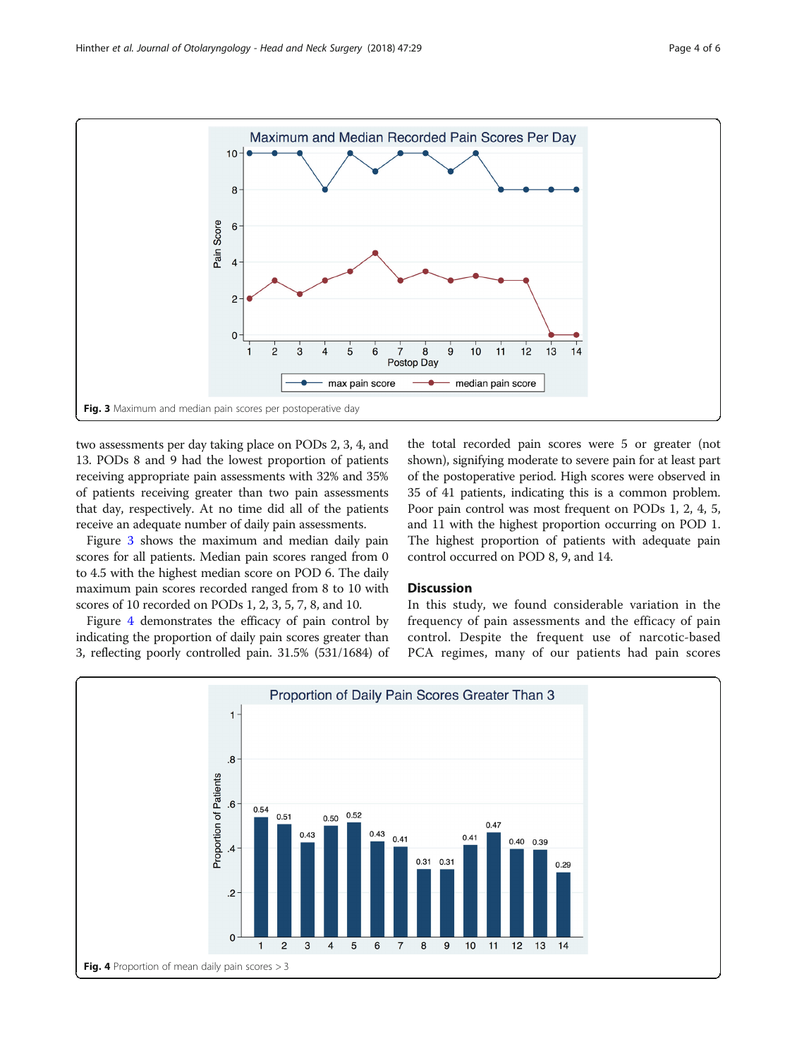Fig. 3 Maximum and median pain scores per postoperative day

two assessments per day taking place on PODs 2, 3, 4, and 13. PODs 8 and 9 had the lowest proportion of patients receiving appropriate pain assessments with 32% and 35% of patients receiving greater than two pain assessments that day, respectively. At no time did all of the patients receive an adequate number of daily pain assessments.

Figure 3 shows the maximum and median daily pain scores for all patients. Median pain scores ranged from 0 to 4.5 with the highest median score on POD 6. The daily maximum pain scores recorded ranged from 8 to 10 with scores of 10 recorded on PODs 1, 2, 3, 5, 7, 8, and 10.

Figure 4 demonstrates the efficacy of pain control by indicating the proportion of daily pain scores greater than 3, reflecting poorly controlled pain. 31.5% (531/1684) of the total recorded pain scores were 5 or greater (not shown), signifying moderate to severe pain for at least part of the postoperative period. High scores were observed in 35 of 41 patients, indicating this is a common problem. Poor pain control was most frequent on PODs 1, 2, 4, 5, and 11 with the highest proportion occurring on POD 1. The highest proportion of patients with adequate pain control occurred on POD 8, 9, and 14.

## Discussion

In this study, we found considerable variation in the frequency of pain assessments and the efficacy of pain control. Despite the frequent use of narcotic-based PCA regimes, many of our patients had pain scores

Fig. 4 Proportion of mean daily pain scores > 3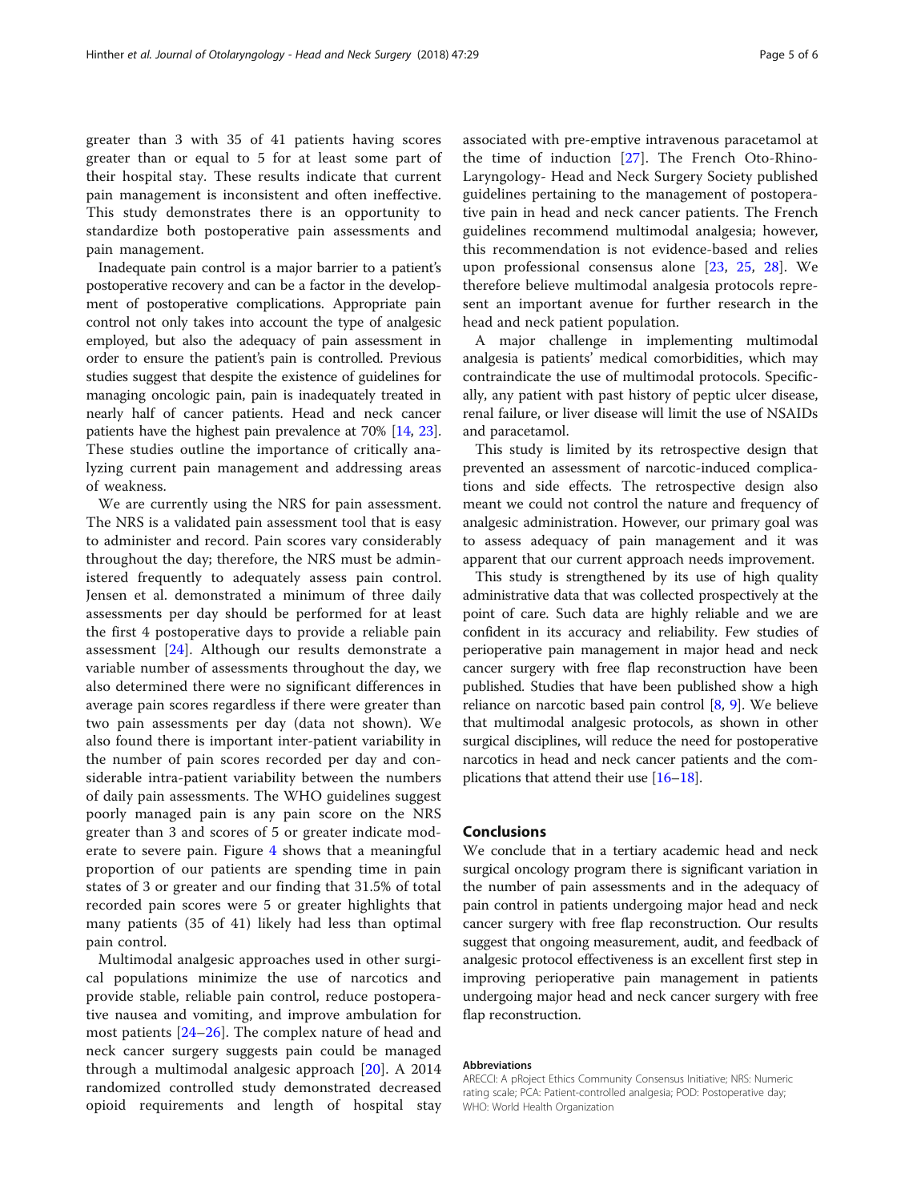greater than 3 with 35 of 41 patients having scores greater than or equal to 5 for at least some part of their hospital stay. These results indicate that current pain management is inconsistent and often ineffective. This study demonstrates there is an opportunity to standardize both postoperative pain assessments and pain management.

Inadequate pain control is a major barrier to a patient's postoperative recovery and can be a factor in the development of postoperative complications. Appropriate pain control not only takes into account the type of analgesic employed, but also the adequacy of pain assessment in order to ensure the patient's pain is controlled. Previous studies suggest that despite the existence of guidelines for managing oncologic pain, pain is inadequately treated in nearly half of cancer patients. Head and neck cancer patients have the highest pain prevalence at 70% [14, 23]. These studies outline the importance of critically analyzing current pain management and addressing areas of weakness.

We are currently using the NRS for pain assessment. The NRS is a validated pain assessment tool that is easy to administer and record. Pain scores vary considerably throughout the day; therefore, the NRS must be administered frequently to adequately assess pain control. Jensen et al. demonstrated a minimum of three daily assessments per day should be performed for at least the first 4 postoperative days to provide a reliable pain assessment [24]. Although our results demonstrate a variable number of assessments throughout the day, we also determined there were no significant differences in average pain scores regardless if there were greater than two pain assessments per day (data not shown). We also found there is important inter-patient variability in the number of pain scores recorded per day and considerable intra-patient variability between the numbers of daily pain assessments. The WHO guidelines suggest poorly managed pain is any pain score on the NRS greater than 3 and scores of 5 or greater indicate moderate to severe pain. Figure 4 shows that a meaningful proportion of our patients are spending time in pain states of 3 or greater and our finding that 31.5% of total recorded pain scores were 5 or greater highlights that many patients (35 of 41) likely had less than optimal pain control.

Multimodal analgesic approaches used in other surgical populations minimize the use of narcotics and provide stable, reliable pain control, reduce postoperative nausea and vomiting, and improve ambulation for most patients [24–26]. The complex nature of head and neck cancer surgery suggests pain could be managed through a multimodal analgesic approach [20]. A 2014 randomized controlled study demonstrated decreased opioid requirements and length of hospital stay associated with pre-emptive intravenous paracetamol at the time of induction [27]. The French Oto-Rhino-Laryngology- Head and Neck Surgery Society published guidelines pertaining to the management of postoperative pain in head and neck cancer patients. The French guidelines recommend multimodal analgesia; however, this recommendation is not evidence-based and relies upon professional consensus alone [23, 25, 28]. We therefore believe multimodal analgesia protocols represent an important avenue for further research in the head and neck patient population.

A major challenge in implementing multimodal analgesia is patients' medical comorbidities, which may contraindicate the use of multimodal protocols. Specifically, any patient with past history of peptic ulcer disease, renal failure, or liver disease will limit the use of NSAIDs and paracetamol.

This study is limited by its retrospective design that prevented an assessment of narcotic-induced complications and side effects. The retrospective design also meant we could not control the nature and frequency of analgesic administration. However, our primary goal was to assess adequacy of pain management and it was apparent that our current approach needs improvement.

This study is strengthened by its use of high quality administrative data that was collected prospectively at the point of care. Such data are highly reliable and we are confident in its accuracy and reliability. Few studies of perioperative pain management in major head and neck cancer surgery with free flap reconstruction have been published. Studies that have been published show a high reliance on narcotic based pain control [8, 9]. We believe that multimodal analgesic protocols, as shown in other surgical disciplines, will reduce the need for postoperative narcotics in head and neck cancer patients and the complications that attend their use [16–18].

## Conclusions

We conclude that in a tertiary academic head and neck surgical oncology program there is significant variation in the number of pain assessments and in the adequacy of pain control in patients undergoing major head and neck cancer surgery with free flap reconstruction. Our results suggest that ongoing measurement, audit, and feedback of analgesic protocol effectiveness is an excellent first step in improving perioperative pain management in patients undergoing major head and neck cancer surgery with free flap reconstruction.

#### Abbreviations

ARECCI: A pRoject Ethics Community Consensus Initiative; NRS: Numeric rating scale; PCA: Patient-controlled analgesia; POD: Postoperative day; WHO: World Health Organization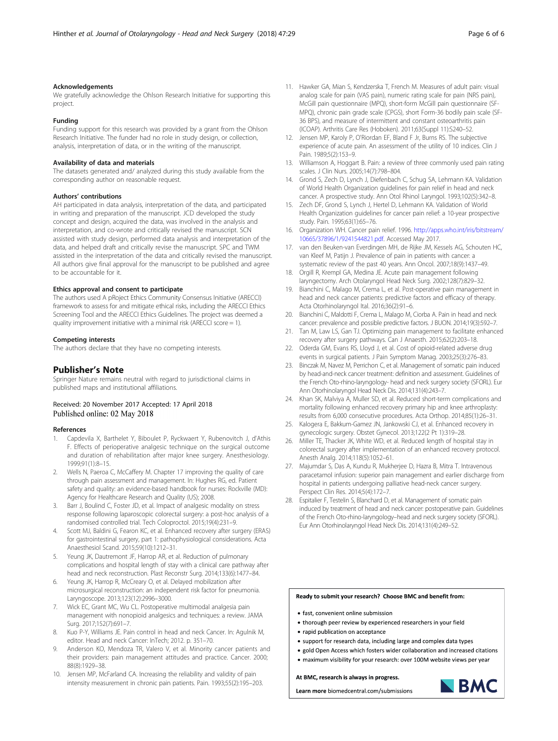### Acknowledgements

We gratefully acknowledge the Ohlson Research Initiative for supporting this project.

### Funding

Funding support for this research was provided by a grant from the Ohlson Research Initiative. The funder had no role in study design, or collection, analysis, interpretation of data, or in the writing of the manuscript.

### Availability of data and materials

The datasets generated and/ analyzed during this study available from the corresponding author on reasonable request.

### Authors' contributions

AH participated in data analysis, interpretation of the data, and participated in writing and preparation of the manuscript. JCD developed the study concept and design, acquired the data, was involved in the analysis and interpretation, and co-wrote and critically revised the manuscript. SCN assisted with study design, performed data analysis and interpretation of the data, and helped draft and critically revise the manuscript. SPC and TWM assisted in the interpretation of the data and critically revised the manuscript. All authors give final approval for the manuscript to be published and agree to be accountable for it.

### Ethics approval and consent to participate

The authors used A pRoject Ethics Community Consensus Initiative (ARECCI) framework to assess for and mitigate ethical risks, including the ARECCI Ethics Screening Tool and the ARECCI Ethics Guidelines. The project was deemed a quality improvement initiative with a minimal risk (ARECCI score = 1).

### Competing interests

The authors declare that they have no competing interests.

## Publisher's Note

Springer Nature remains neutral with regard to jurisdictional claims in published maps and institutional affiliations.

Received: 20 November 2017 Accepted: 17 April 2018
Published online: 02 May 2018

### References

1. Capdevila X, Barthelet Y, Biboulet P, Ryckwaert Y, Rubenovitch J, d'Athis F. Effects of perioperative analgesic technique on the surgical outcome and duration of rehabilitation after major knee surgery. Anesthesiology. 1999;91(1):8–15.
2. Wells N, Paeroa C, McCaffery M. Chapter 17 improving the quality of care through pain assessment and management. In: Hughes RG, ed. Patient safety and quality: an evidence-based handbook for nurses: Rockville (MD): Agency for Healthcare Research and Quality (US); 2008.
3. Barr J, Boulind C, Foster JD, et al. Impact of analgesic modality on stress response following laparoscopic colorectal surgery: a post-hoc analysis of a randomised controlled trial. Tech Coloproctol. 2015;19(4):231–9.
4. Scott MJ, Baldini G, Fearon KC, et al. Enhanced recovery after surgery (ERAS) for gastrointestinal surgery, part 1: pathophysiological considerations. Acta Anaesthesiol Scand. 2015;59(10):1212–31.
5. Yeung JK, Dautremont JF, Harrop AR, et al. Reduction of pulmonary complications and hospital length of stay with a clinical care pathway after head and neck reconstruction. Plast Reconstr Surg. 2014;133(6):1477–84.
6. Yeung JK, Harrop R, McCreary O, et al. Delayed mobilization after microsurgical reconstruction: an independent risk factor for pneumonia. Laryngoscope. 2013;123(12):2996–3000.
7. Wick EC, Grant MC, Wu CL. Postoperative multimodal analgesia pain management with nonopioid analgesics and techniques: a review. JAMA Surg. 2017;152(7):691–7.
8. Kuo P-Y, Williams JE. Pain control in head and neck Cancer. In: Agulnik M, editor. Head and neck Cancer: InTech; 2012. p. 351–70.
9. Anderson KO, Mendoza TR, Valero V, et al. Minority cancer patients and their providers: pain management attitudes and practice. Cancer. 2000; 88(8):1929–38.
10. Jensen MP, McFarland CA. Increasing the reliability and validity of pain intensity measurement in chronic pain patients. Pain. 1993;55(2):195–203.
11. Hawker GA, Mian S, Kendzerska T, French M. Measures of adult pain: visual analog scale for pain (VAS pain), numeric rating scale for pain (NRS pain), McGill pain questionnaire (MPQ), short-form McGill pain questionnaire (SF-MPQ), chronic pain grade scale (CPGS), short Form-36 bodily pain scale (SF-36 BPS), and measure of intermittent and constant osteoarthritis pain (ICOAP). Arthritis Care Res (Hoboken). 2011;63(Suppl 11):S240–52.
12. Jensen MP, Karoly P, O'Riordan EF, Bland F Jr, Burns RS. The subjective experience of acute pain. An assessment of the utility of 10 indices. Clin J Pain. 1989;5(2):153–9.
13. Williamson A, Hoggart B. Pain: a review of three commonly used pain rating scales. J Clin Nurs. 2005;14(7):798–804.
14. Grond S, Zech D, Lynch J, Diefenbach C, Schug SA, Lehmann KA. Validation of World Health Organization guidelines for pain relief in head and neck cancer. A prospective study. Ann Otol Rhinol Laryngol. 1993;102(5):342–8.
15. Zech DF, Grond S, Lynch J, Hertel D, Lehmann KA. Validation of World Health Organization guidelines for cancer pain relief: a 10-year prospective study. Pain. 1995;63(1):65–76.
16. Organization WH. Cancer pain relief. 1996. http://apps.who.int/iris/bitstream/10665/37896/1/9241544821.pdf. Accessed May 2017.
17. van den Beuken-van Everdingen MH, de Rijke JM, Kessels AG, Schouten HC, van Kleef M, Patijn J. Prevalence of pain in patients with cancer: a systematic review of the past 40 years. Ann Oncol. 2007;18(9):1437–49.
18. Orgill R, Krempl GA, Medina JE. Acute pain management following laryngectomy. Arch Otolaryngol Head Neck Surg. 2002;128(7):829–32.
19. Bianchini C, Malago M, Crema L, et al. Post-operative pain management in head and neck cancer patients: predictive factors and efficacy of therapy. Acta Otorhinolaryngol Ital. 2016;36(2):91–6.
20. Bianchini C, Maldotti F, Crema L, Malago M, Ciorba A. Pain in head and neck cancer: prevalence and possible predictive factors. J BUON. 2014;19(3):592–7.
21. Tan M, Law LS, Gan TJ. Optimizing pain management to facilitate enhanced recovery after surgery pathways. Can J Anaesth. 2015;62(2):203–18.
22. Oderda GM, Evans RS, Lloyd J, et al. Cost of opioid-related adverse drug events in surgical patients. J Pain Symptom Manag. 2003;25(3):276–83.
23. Binczak M, Navez M, Perrichon C, et al. Management of somatic pain induced by head-and-neck cancer treatment: definition and assessment. Guidelines of the French Oto-rhino-laryngology- head and neck surgery society (SFORL). Eur Ann Otorhinolaryngol Head Neck Dis. 2014;131(4):243–7.
24. Khan SK, Malviya A, Muller SD, et al. Reduced short-term complications and mortality following enhanced recovery primary hip and knee arthroplasty: results from 6,000 consecutive procedures. Acta Orthop. 2014;85(1):26–31.
25. Kalogera E, Bakkum-Gamez JN, Jankowski CJ, et al. Enhanced recovery in gynecologic surgery. Obstet Gynecol. 2013;122(2 Pt 1):319–28.
26. Miller TE, Thacker JK, White WD, et al. Reduced length of hospital stay in colorectal surgery after implementation of an enhanced recovery protocol. Anesth Analg. 2014;118(5):1052–61.
27. Majumdar S, Das A, Kundu R, Mukherjee D, Hazra B, Mitra T. Intravenous paracetamol infusion: superior pain management and earlier discharge from hospital in patients undergoing palliative head-neck cancer surgery. Perspect Clin Res. 2014;5(4):172–7.
28. Espitalier F, Testelin S, Blanchard D, et al. Management of somatic pain induced by treatment of head and neck cancer: postoperative pain. Guidelines of the French Oto-rhino-laryngology–head and neck surgery society (SFORL). Eur Ann Otorhinolaryngol Head Neck Dis. 2014;131(4):249–52.

**Ready to submit your research? Choose BMC and benefit from:**

- fast, convenient online submission
- thorough peer review by experienced researchers in your field
- rapid publication on acceptance
- support for research data, including large and complex data types
- gold Open Access which fosters wider collaboration and increased citations
- maximum visibility for your research: over 100M website views per year

**At BMC, research is always in progress.**

**Learn more** biomedcentral.com/submissions

BMC